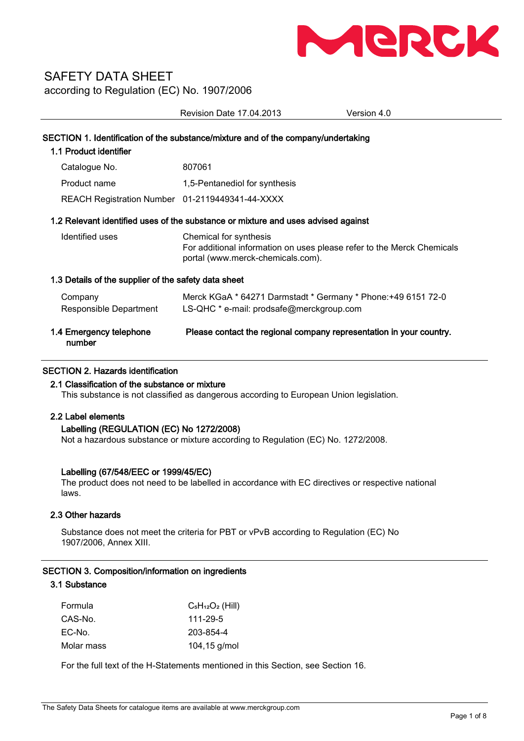# SAFETY DATA SHEET

according to Regulation (EC) No. 1907/2006

Revision Date 17.04.2013 Version 4.0

## SECTION 1. Identification of the substance/mixture and of the company/undertaking

### 1.1 Product identifier

| | |
|---|---|
| Catalogue No. | 807061 |
| Product name | 1,5-Pentanediol for synthesis |
| REACH Registration Number | 01-2119449341-44-XXXX |

### 1.2 Relevant identified uses of the substance or mixture and uses advised against

| | |
|---|---|
| Identified uses | Chemical for synthesis<br>For additional information on uses please refer to the Merck Chemicals portal (www.merck-chemicals.com). |

### 1.3 Details of the supplier of the safety data sheet

| | |
|---|---|
| Company | Merck KGaA * 64271 Darmstadt * Germany * Phone:+49 6151 72-0 |
| Responsible Department | LS-QHC * e-mail: prodsafe@merckgroup.com |

### 1.4 Emergency telephone number

**Please contact the regional company representation in your country.**

## SECTION 2. Hazards identification

### 2.1 Classification of the substance or mixture

This substance is not classified as dangerous according to European Union legislation.

### 2.2 Label elements

**Labelling (REGULATION (EC) No 1272/2008)**

Not a hazardous substance or mixture according to Regulation (EC) No. 1272/2008.

**Labelling (67/548/EEC or 1999/45/EC)**

The product does not need to be labelled in accordance with EC directives or respective national laws.

### 2.3 Other hazards

Substance does not meet the criteria for PBT or vPvB according to Regulation (EC) No 1907/2006, Annex XIII.

## SECTION 3. Composition/information on ingredients

### 3.1 Substance

| | |
|---|---|
| Formula | $C_5H_{12}O_2$ (Hill) |
| CAS-No. | 111-29-5 |
| EC-No. | 203-854-4 |
| Molar mass | 104,15 g/mol |

For the full text of the H-Statements mentioned in this Section, see Section 16.

The Safety Data Sheets for catalogue items are available at www.merckgroup.com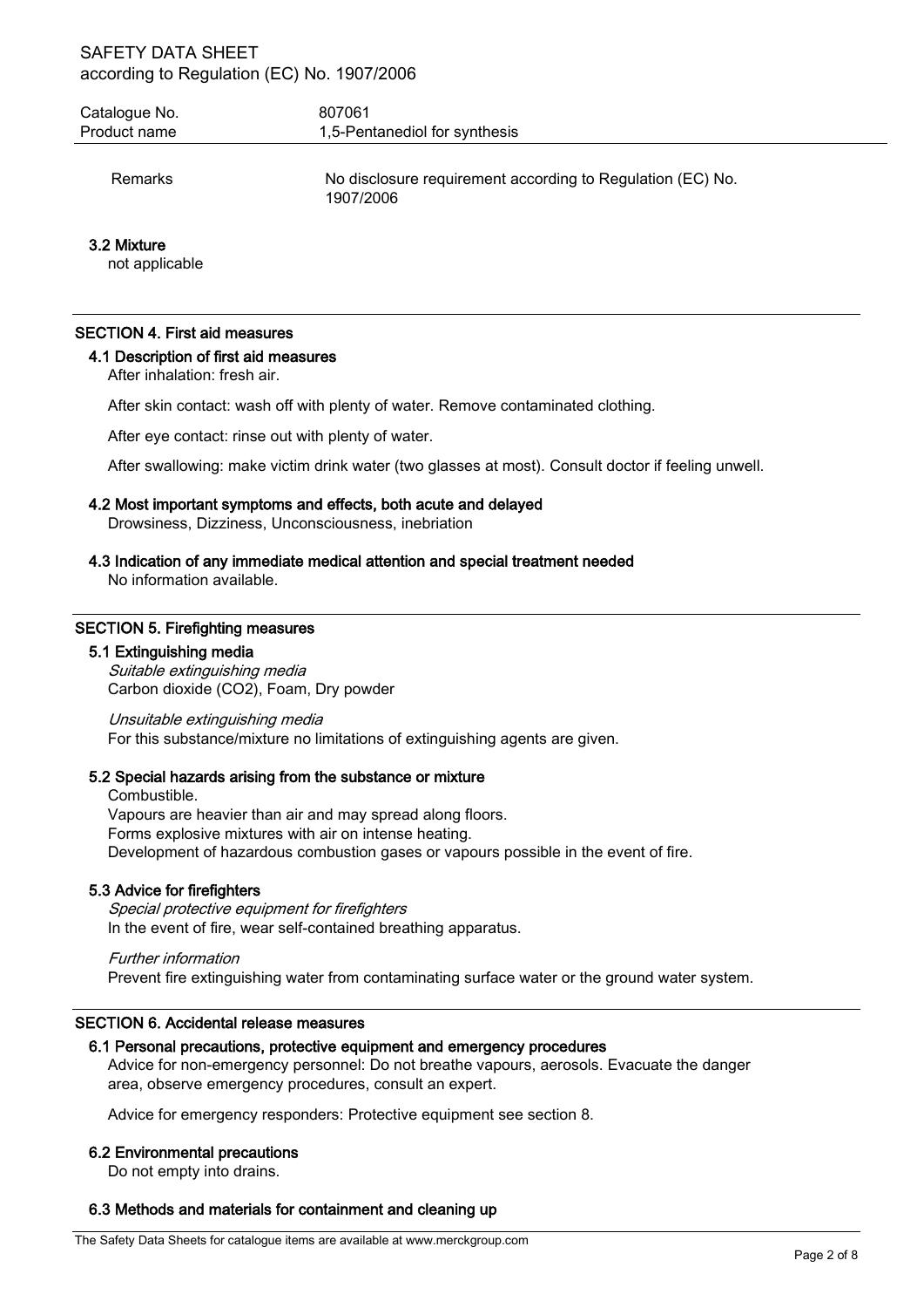| Remarks | No disclosure requirement according to Regulation (EC) No. 1907/2006 |
|---|---|

### 3.2 Mixture

not applicable

## SECTION 4. First aid measures

### 4.1 Description of first aid measures

After inhalation: fresh air.

After skin contact: wash off with plenty of water. Remove contaminated clothing.

After eye contact: rinse out with plenty of water.

After swallowing: make victim drink water (two glasses at most). Consult doctor if feeling unwell.

### 4.2 Most important symptoms and effects, both acute and delayed

Drowsiness, Dizziness, Unconsciousness, inebriation

### 4.3 Indication of any immediate medical attention and special treatment needed

No information available.

## SECTION 5. Firefighting measures

### 5.1 Extinguishing media

*Suitable extinguishing media*
Carbon dioxide ($CO_2$), Foam, Dry powder

*Unsuitable extinguishing media*
For this substance/mixture no limitations of extinguishing agents are given.

### 5.2 Special hazards arising from the substance or mixture

Combustible.
Vapours are heavier than air and may spread along floors.
Forms explosive mixtures with air on intense heating.
Development of hazardous combustion gases or vapours possible in the event of fire.

### 5.3 Advice for firefighters

*Special protective equipment for firefighters*
In the event of fire, wear self-contained breathing apparatus.

*Further information*
Prevent fire extinguishing water from contaminating surface water or the ground water system.

## SECTION 6. Accidental release measures

### 6.1 Personal precautions, protective equipment and emergency procedures

Advice for non-emergency personnel: Do not breathe vapours, aerosols. Evacuate the danger area, observe emergency procedures, consult an expert.

Advice for emergency responders: Protective equipment see section 8.

### 6.2 Environmental precautions

Do not empty into drains.

### 6.3 Methods and materials for containment and cleaning up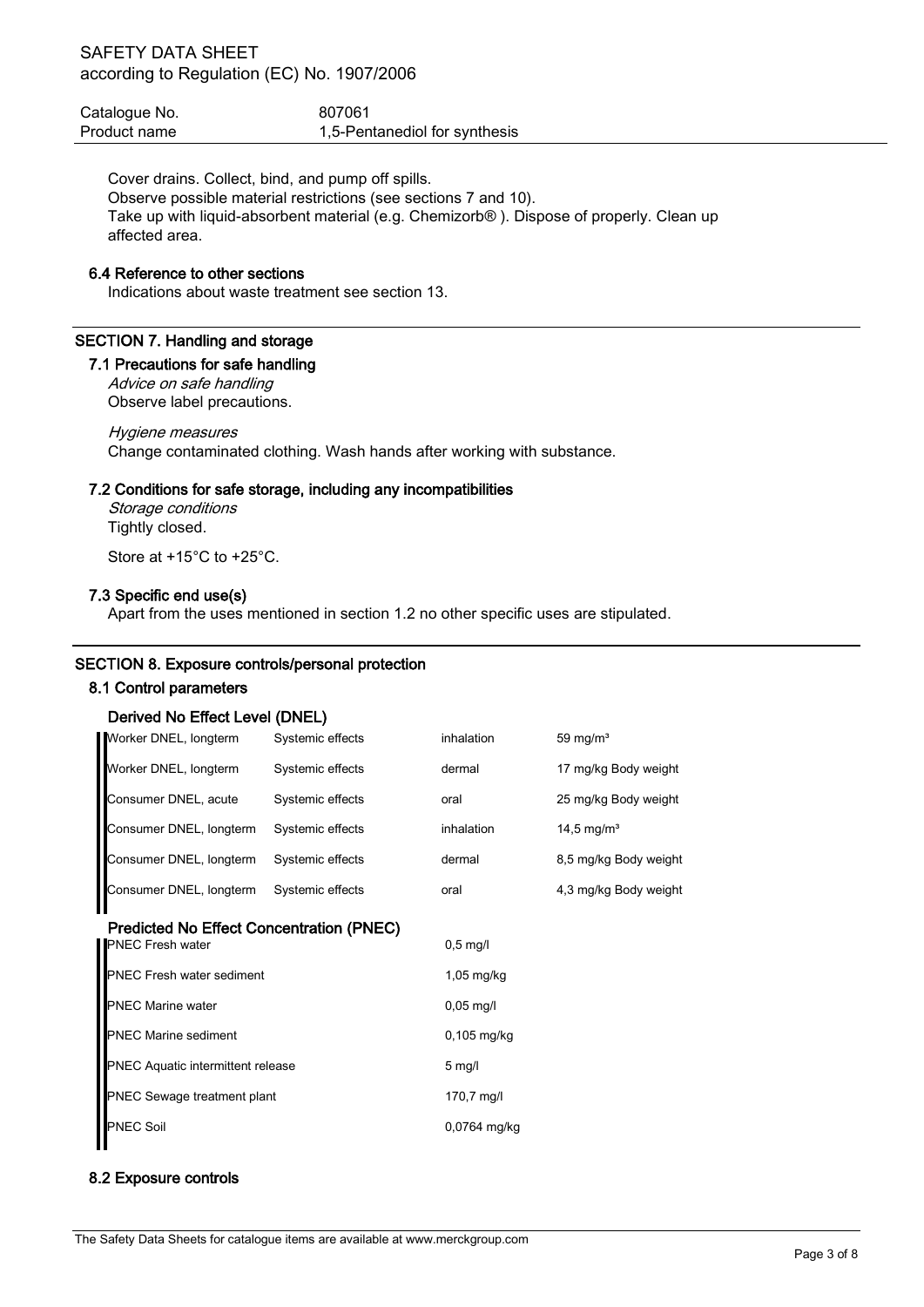Cover drains. Collect, bind, and pump off spills.
Observe possible material restrictions (see sections 7 and 10).
Take up with liquid-absorbent material (e.g. Chemizorb® ). Dispose of properly. Clean up affected area.

### 6.4 Reference to other sections

Indications about waste treatment see section 13.

## SECTION 7. Handling and storage

### 7.1 Precautions for safe handling

*Advice on safe handling*
Observe label precautions.

*Hygiene measures*
Change contaminated clothing. Wash hands after working with substance.

### 7.2 Conditions for safe storage, including any incompatibilities

*Storage conditions*
Tightly closed.

Store at +15°C to +25°C.

### 7.3 Specific end use(s)

Apart from the uses mentioned in section 1.2 no other specific uses are stipulated.

## SECTION 8. Exposure controls/personal protection

### 8.1 Control parameters

#### Derived No Effect Level (DNEL)

| | | | |
|---|---|---|---|
| Worker DNEL, longterm | Systemic effects | inhalation | 59 mg/m³ |
| Worker DNEL, longterm | Systemic effects | dermal | 17 mg/kg Body weight |
| Consumer DNEL, acute | Systemic effects | oral | 25 mg/kg Body weight |
| Consumer DNEL, longterm | Systemic effects | inhalation | 14,5 mg/m³ |
| Consumer DNEL, longterm | Systemic effects | dermal | 8,5 mg/kg Body weight |
| Consumer DNEL, longterm | Systemic effects | oral | 4,3 mg/kg Body weight |

#### Predicted No Effect Concentration (PNEC)

| | |
|---|---|
| PNEC Fresh water | 0,5 mg/l |
| PNEC Fresh water sediment | 1,05 mg/kg |
| PNEC Marine water | 0,05 mg/l |
| PNEC Marine sediment | 0,105 mg/kg |
| PNEC Aquatic intermittent release | 5 mg/l |
| PNEC Sewage treatment plant | 170,7 mg/l |
| PNEC Soil | 0,0764 mg/kg |

### 8.2 Exposure controls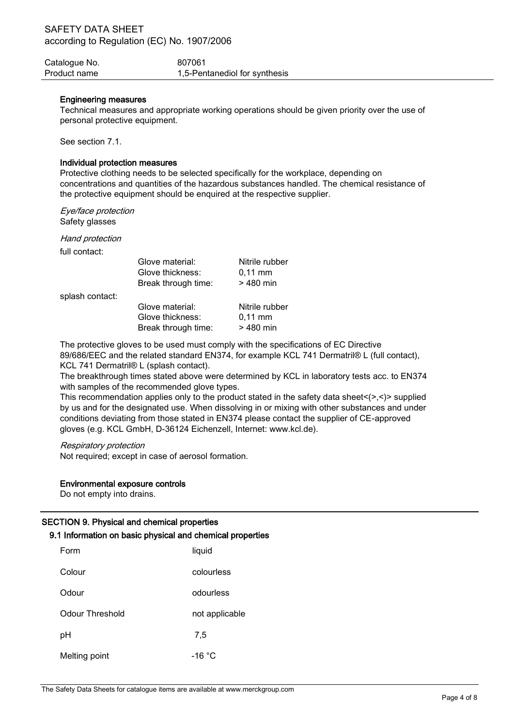#### Engineering measures

Technical measures and appropriate working operations should be given priority over the use of personal protective equipment.

See section 7.1.

#### Individual protection measures

Protective clothing needs to be selected specifically for the workplace, depending on concentrations and quantities of the hazardous substances handled. The chemical resistance of the protective equipment should be enquired at the respective supplier.

*Eye/face protection*
Safety glasses

*Hand protection*

full contact:

| | | |
|---|---|---|
| | Glove material: | Nitrile rubber |
| | Glove thickness: | 0,11 mm |
| | Break through time: | > 480 min |

splash contact:

| | | |
|---|---|---|
| | Glove material: | Nitrile rubber |
| | Glove thickness: | 0,11 mm |
| | Break through time: | > 480 min |

The protective gloves to be used must comply with the specifications of EC Directive 89/686/EEC and the related standard EN374, for example KCL 741 Dermatril® L (full contact), KCL 741 Dermatril® L (splash contact).
The breakthrough times stated above were determined by KCL in laboratory tests acc. to EN374 with samples of the recommended glove types.
This recommendation applies only to the product stated in the safety data sheet<(>,<)> supplied by us and for the designated use. When dissolving in or mixing with other substances and under conditions deviating from those stated in EN374 please contact the supplier of CE-approved gloves (e.g. KCL GmbH, D-36124 Eichenzell, Internet: www.kcl.de).

*Respiratory protection*
Not required; except in case of aerosol formation.

#### Environmental exposure controls

Do not empty into drains.

## SECTION 9. Physical and chemical properties

### 9.1 Information on basic physical and chemical properties

| | |
|---|---|
| Form | liquid |
| Colour | colourless |
| Odour | odourless |
| Odour Threshold | not applicable |
| pH | 7,5 |
| Melting point | -16 °C |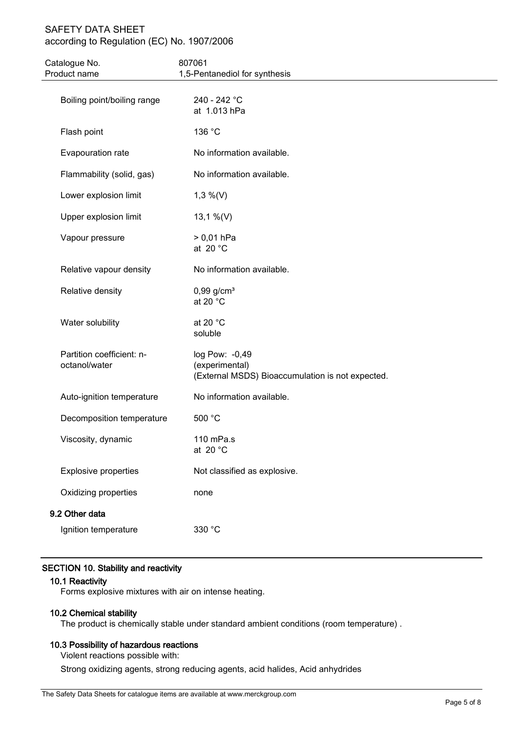| | |
|---|---|
| Boiling point/boiling range | 240 - 242 °C<br>at 1.013 hPa |
| Flash point | 136 °C |
| Evapouration rate | No information available. |
| Flammability (solid, gas) | No information available. |
| Lower explosion limit | 1,3 %(V) |
| Upper explosion limit | 13,1 %(V) |
| Vapour pressure | > 0,01 hPa<br>at 20 °C |
| Relative vapour density | No information available. |
| Relative density | 0,99 g/cm³<br>at 20 °C |
| Water solubility | at 20 °C<br>soluble |
| Partition coefficient: n-octanol/water | log Pow: -0,49<br>(experimental)<br>(External MSDS) Bioaccumulation is not expected. |
| Auto-ignition temperature | No information available. |
| Decomposition temperature | 500 °C |
| Viscosity, dynamic | 110 mPa.s<br>at 20 °C |
| Explosive properties | Not classified as explosive. |
| Oxidizing properties | none |

### 9.2 Other data

| | |
|---|---|
| Ignition temperature | 330 °C |

## SECTION 10. Stability and reactivity

### 10.1 Reactivity

Forms explosive mixtures with air on intense heating.

### 10.2 Chemical stability

The product is chemically stable under standard ambient conditions (room temperature) .

### 10.3 Possibility of hazardous reactions

Violent reactions possible with:

Strong oxidizing agents, strong reducing agents, acid halides, Acid anhydrides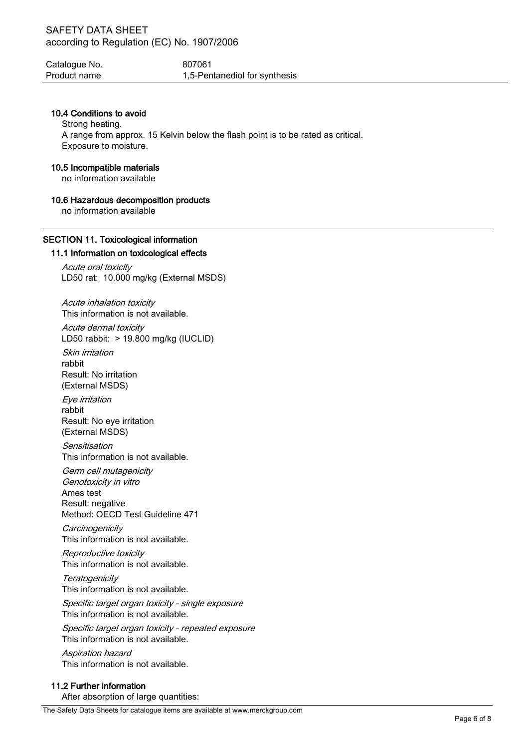### 10.4 Conditions to avoid

Strong heating.
A range from approx. 15 Kelvin below the flash point is to be rated as critical.
Exposure to moisture.

### 10.5 Incompatible materials

no information available

### 10.6 Hazardous decomposition products

no information available

## SECTION 11. Toxicological information

### 11.1 Information on toxicological effects

*Acute oral toxicity*
LD50 rat: 10.000 mg/kg (External MSDS)

*Acute inhalation toxicity*
This information is not available.

*Acute dermal toxicity*
LD50 rabbit: > 19.800 mg/kg (IUCLID)

*Skin irritation*
rabbit
Result: No irritation
(External MSDS)

*Eye irritation*
rabbit
Result: No eye irritation
(External MSDS)

*Sensitisation*
This information is not available.

*Germ cell mutagenicity*
*Genotoxicity in vitro*
Ames test
Result: negative
Method: OECD Test Guideline 471

*Carcinogenicity*
This information is not available.

*Reproductive toxicity*
This information is not available.

*Teratogenicity*
This information is not available.

*Specific target organ toxicity - single exposure*
This information is not available.

*Specific target organ toxicity - repeated exposure*
This information is not available.

*Aspiration hazard*
This information is not available.

### 11.2 Further information

After absorption of large quantities:

The Safety Data Sheets for catalogue items are available at www.merckgroup.com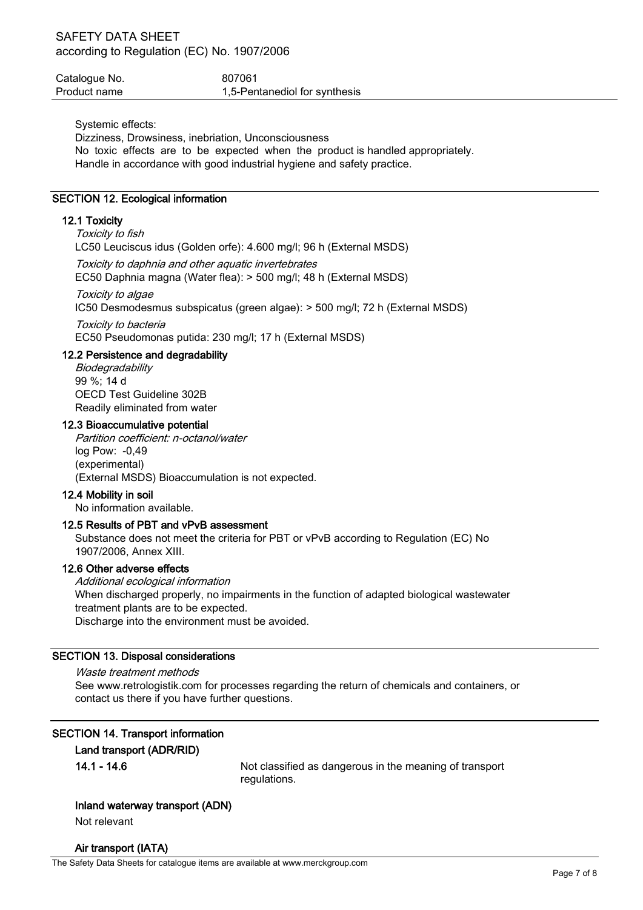Systemic effects:

Dizziness, Drowsiness, inebriation, Unconsciousness

No toxic effects are to be expected when the product is handled appropriately.

Handle in accordance with good industrial hygiene and safety practice.

## SECTION 12. Ecological information

### 12.1 Toxicity

*Toxicity to fish*

LC50 Leuciscus idus (Golden orfe): 4.600 mg/l; 96 h (External MSDS)

*Toxicity to daphnia and other aquatic invertebrates*

EC50 Daphnia magna (Water flea): > 500 mg/l; 48 h (External MSDS)

*Toxicity to algae*

IC50 Desmodesmus subspicatus (green algae): > 500 mg/l; 72 h (External MSDS)

*Toxicity to bacteria*

EC50 Pseudomonas putida: 230 mg/l; 17 h (External MSDS)

### 12.2 Persistence and degradability

*Biodegradability*

99 %; 14 d

OECD Test Guideline 302B

Readily eliminated from water

### 12.3 Bioaccumulative potential

*Partition coefficient: n-octanol/water*

log Pow: -0,49

(experimental)

(External MSDS) Bioaccumulation is not expected.

### 12.4 Mobility in soil

No information available.

### 12.5 Results of PBT and vPvB assessment

Substance does not meet the criteria for PBT or vPvB according to Regulation (EC) No 1907/2006, Annex XIII.

### 12.6 Other adverse effects

*Additional ecological information*

When discharged properly, no impairments in the function of adapted biological wastewater treatment plants are to be expected.

Discharge into the environment must be avoided.

## SECTION 13. Disposal considerations

*Waste treatment methods*

See www.retrologistik.com for processes regarding the return of chemicals and containers, or contact us there if you have further questions.

## SECTION 14. Transport information

### Land transport (ADR/RID)

**14.1 - 14.6** Not classified as dangerous in the meaning of transport regulations.

### Inland waterway transport (ADN)

Not relevant

### Air transport (IATA)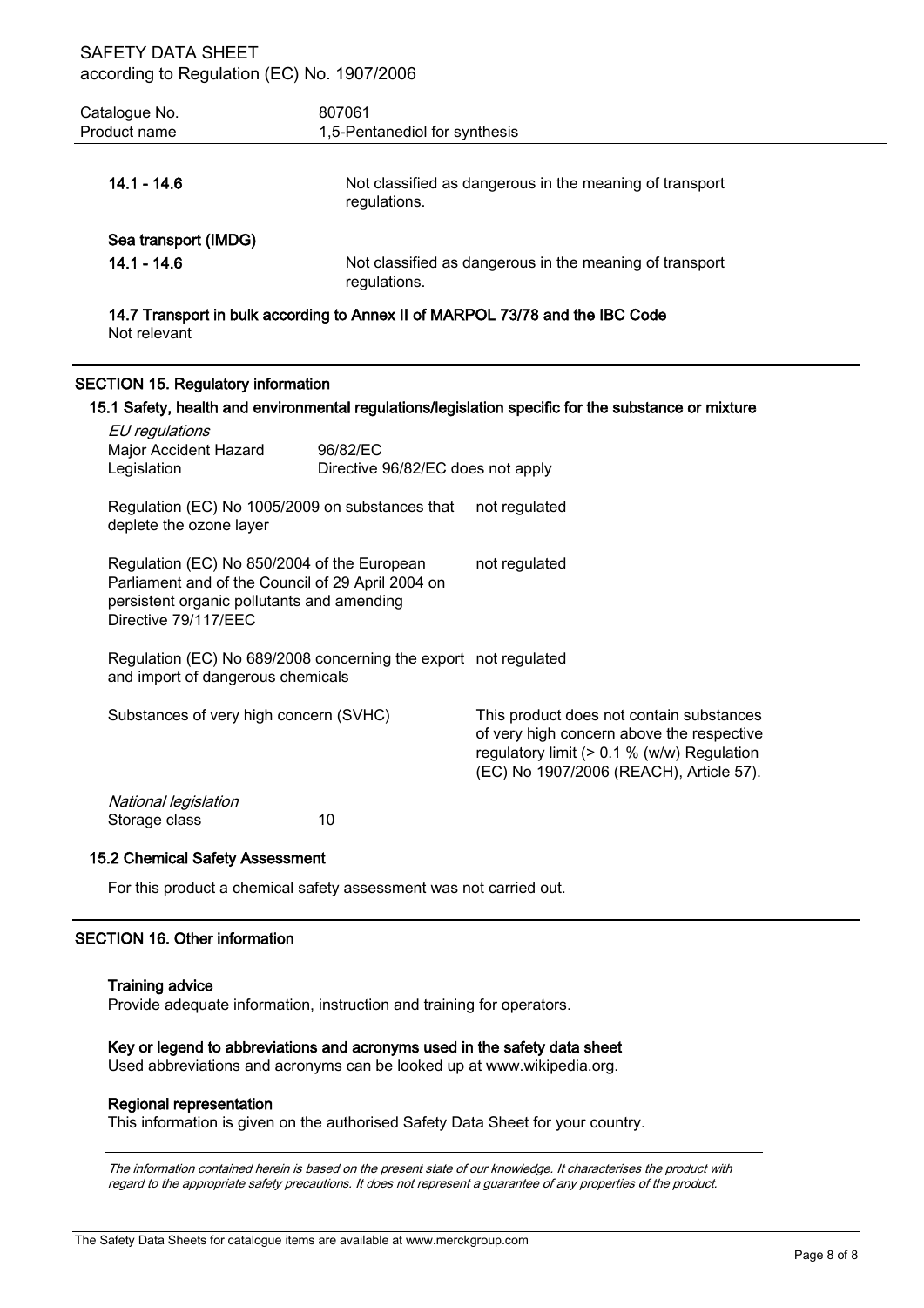| | |
|---|---|
| **14.1 - 14.6** | Not classified as dangerous in the meaning of transport regulations. |

**Sea transport (IMDG)**

| | |
|---|---|
| **14.1 - 14.6** | Not classified as dangerous in the meaning of transport regulations. |

**14.7 Transport in bulk according to Annex II of MARPOL 73/78 and the IBC Code**

Not relevant

## SECTION 15. Regulatory information

### 15.1 Safety, health and environmental regulations/legislation specific for the substance or mixture

*EU regulations*

| | |
|---|---|
| Major Accident Hazard Legislation | 96/82/EC<br>Directive 96/82/EC does not apply |

| | |
|---|---|
| Regulation (EC) No 1005/2009 on substances that deplete the ozone layer | not regulated |
| Regulation (EC) No 850/2004 of the European Parliament and of the Council of 29 April 2004 on persistent organic pollutants and amending Directive 79/117/EEC | not regulated |
| Regulation (EC) No 689/2008 concerning the export and import of dangerous chemicals | not regulated |
| Substances of very high concern (SVHC) | This product does not contain substances of very high concern above the respective regulatory limit (> 0.1 % (w/w) Regulation (EC) No 1907/2006 (REACH), Article 57). |

*National legislation*

| | |
|---|---|
| Storage class | 10 |

### 15.2 Chemical Safety Assessment

For this product a chemical safety assessment was not carried out.

## SECTION 16. Other information

**Training advice**

Provide adequate information, instruction and training for operators.

**Key or legend to abbreviations and acronyms used in the safety data sheet**

Used abbreviations and acronyms can be looked up at www.wikipedia.org.

**Regional representation**

This information is given on the authorised Safety Data Sheet for your country.

*The information contained herein is based on the present state of our knowledge. It characterises the product with regard to the appropriate safety precautions. It does not represent a guarantee of any properties of the product.*

The Safety Data Sheets for catalogue items are available at www.merckgroup.com